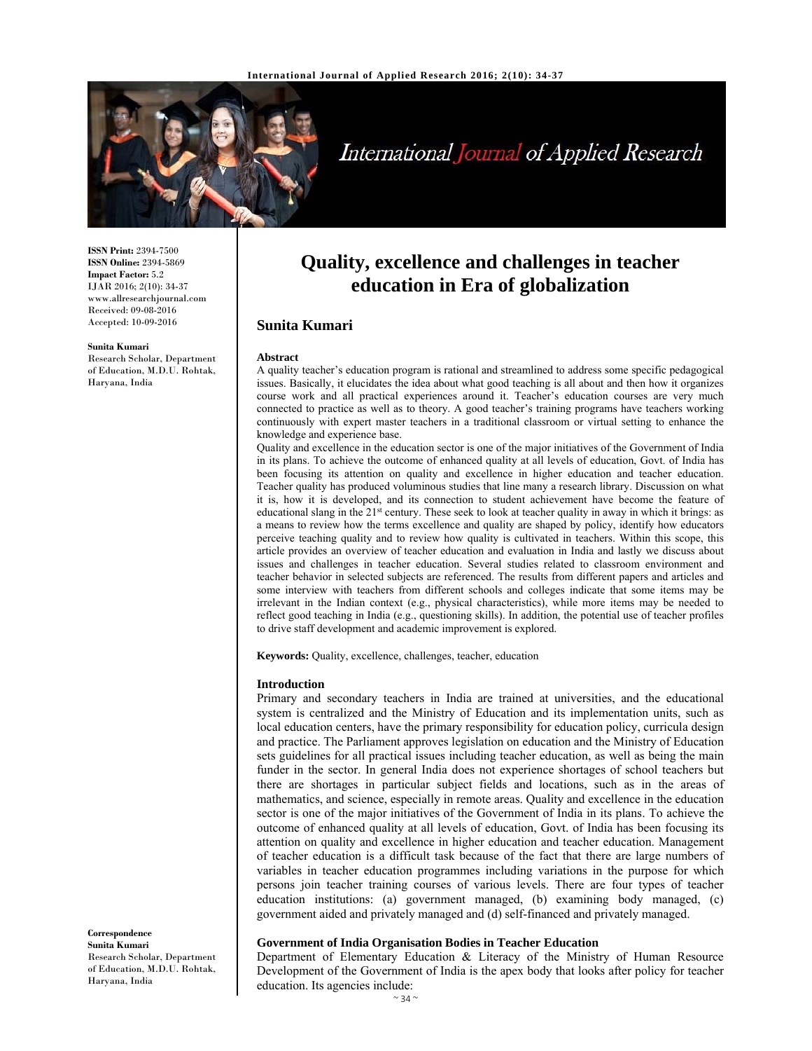# Quality, excellence and challenges in teacher education in Era of globalization

## Sunita Kumari

**ISSN Print:** 2394-7500
**ISSN Online:** 2394-5869
**Impact Factor:** 5.2
IJAR 2016; 2(10): 34-37
www.allresearchjournal.com
Received: 09-08-2016
Accepted: 10-09-2016

**Sunita Kumari**
Research Scholar, Department of Education, M.D.U. Rohtak, Haryana, India

**Correspondence**
**Sunita Kumari**
Research Scholar, Department of Education, M.D.U. Rohtak, Haryana, India

### Abstract

A quality teacher's education program is rational and streamlined to address some specific pedagogical issues. Basically, it elucidates the idea about what good teaching is all about and then how it organizes course work and all practical experiences around it. Teacher's education courses are very much connected to practice as well as to theory. A good teacher's training programs have teachers working continuously with expert master teachers in a traditional classroom or virtual setting to enhance the knowledge and experience base.

Quality and excellence in the education sector is one of the major initiatives of the Government of India in its plans. To achieve the outcome of enhanced quality at all levels of education, Govt. of India has been focusing its attention on quality and excellence in higher education and teacher education. Teacher quality has produced voluminous studies that line many a research library. Discussion on what it is, how it is developed, and its connection to student achievement have become the feature of educational slang in the 21st century. These seek to look at teacher quality in away in which it brings: as a means to review how the terms excellence and quality are shaped by policy, identify how educators perceive teaching quality and to review how quality is cultivated in teachers. Within this scope, this article provides an overview of teacher education and evaluation in India and lastly we discuss about issues and challenges in teacher education. Several studies related to classroom environment and teacher behavior in selected subjects are referenced. The results from different papers and articles and some interview with teachers from different schools and colleges indicate that some items may be irrelevant in the Indian context (e.g., physical characteristics), while more items may be needed to reflect good teaching in India (e.g., questioning skills). In addition, the potential use of teacher profiles to drive staff development and academic improvement is explored.

**Keywords:** Quality, excellence, challenges, teacher, education

### Introduction

Primary and secondary teachers in India are trained at universities, and the educational system is centralized and the Ministry of Education and its implementation units, such as local education centers, have the primary responsibility for education policy, curricula design and practice. The Parliament approves legislation on education and the Ministry of Education sets guidelines for all practical issues including teacher education, as well as being the main funder in the sector. In general India does not experience shortages of school teachers but there are shortages in particular subject fields and locations, such as in the areas of mathematics, and science, especially in remote areas. Quality and excellence in the education sector is one of the major initiatives of the Government of India in its plans. To achieve the outcome of enhanced quality at all levels of education, Govt. of India has been focusing its attention on quality and excellence in higher education and teacher education. Management of teacher education is a difficult task because of the fact that there are large numbers of variables in teacher education programmes including variations in the purpose for which persons join teacher training courses of various levels. There are four types of teacher education institutions: (a) government managed, (b) examining body managed, (c) government aided and privately managed and (d) self-financed and privately managed.

### Government of India Organisation Bodies in Teacher Education

Department of Elementary Education & Literacy of the Ministry of Human Resource Development of the Government of India is the apex body that looks after policy for teacher education. Its agencies include: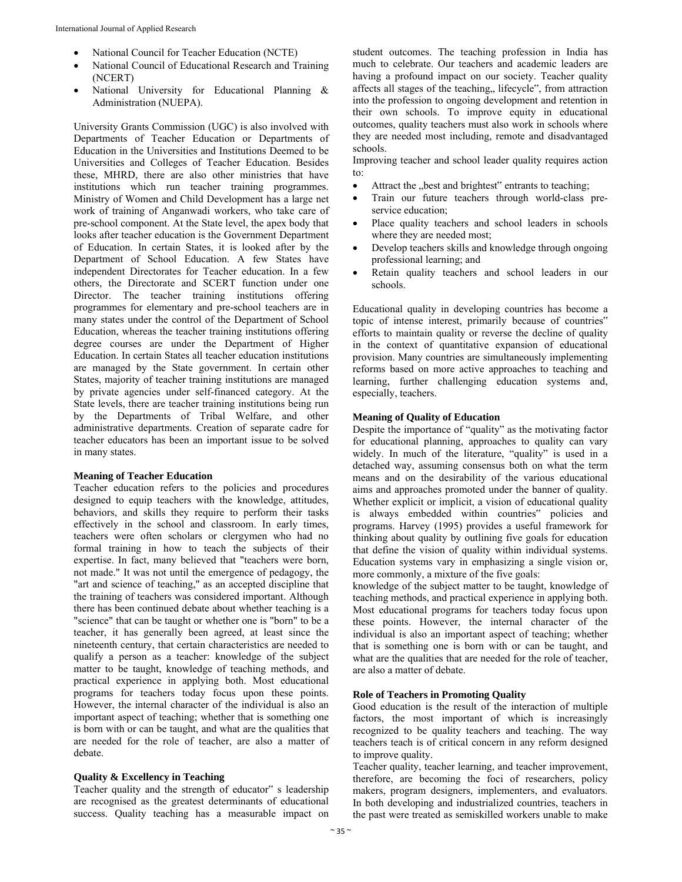- National Council for Teacher Education (NCTE)
- National Council of Educational Research and Training (NCERT)
- National University for Educational Planning & Administration (NUEPA).

University Grants Commission (UGC) is also involved with Departments of Teacher Education or Departments of Education in the Universities and Institutions Deemed to be Universities and Colleges of Teacher Education. Besides these, MHRD, there are also other ministries that have institutions which run teacher training programmes. Ministry of Women and Child Development has a large net work of training of Anganwadi workers, who take care of pre-school component. At the State level, the apex body that looks after teacher education is the Government Department of Education. In certain States, it is looked after by the Department of School Education. A few States have independent Directorates for Teacher education. In a few others, the Directorate and SCERT function under one Director. The teacher training institutions offering programmes for elementary and pre-school teachers are in many states under the control of the Department of School Education, whereas the teacher training institutions offering degree courses are under the Department of Higher Education. In certain States all teacher education institutions are managed by the State government. In certain other States, majority of teacher training institutions are managed by private agencies under self-financed category. At the State levels, there are teacher training institutions being run by the Departments of Tribal Welfare, and other administrative departments. Creation of separate cadre for teacher educators has been an important issue to be solved in many states.

**Meaning of Teacher Education**

Teacher education refers to the policies and procedures designed to equip teachers with the knowledge, attitudes, behaviors, and skills they require to perform their tasks effectively in the school and classroom. In early times, teachers were often scholars or clergymen who had no formal training in how to teach the subjects of their expertise. In fact, many believed that "teachers were born, not made." It was not until the emergence of pedagogy, the "art and science of teaching," as an accepted discipline that the training of teachers was considered important. Although there has been continued debate about whether teaching is a "science" that can be taught or whether one is "born" to be a teacher, it has generally been agreed, at least since the nineteenth century, that certain characteristics are needed to qualify a person as a teacher: knowledge of the subject matter to be taught, knowledge of teaching methods, and practical experience in applying both. Most educational programs for teachers today focus upon these points. However, the internal character of the individual is also an important aspect of teaching; whether that is something one is born with or can be taught, and what are the qualities that are needed for the role of teacher, are also a matter of debate.

**Quality & Excellency in Teaching**

Teacher quality and the strength of educator" s leadership are recognised as the greatest determinants of educational success. Quality teaching has a measurable impact on student outcomes. The teaching profession in India has much to celebrate. Our teachers and academic leaders are having a profound impact on our society. Teacher quality affects all stages of the teaching,, lifecycle", from attraction into the profession to ongoing development and retention in their own schools. To improve equity in educational outcomes, quality teachers must also work in schools where they are needed most including, remote and disadvantaged schools.

Improving teacher and school leader quality requires action to:

- Attract the ,,best and brightest" entrants to teaching;
- Train our future teachers through world-class pre-service education;
- Place quality teachers and school leaders in schools where they are needed most;
- Develop teachers skills and knowledge through ongoing professional learning; and
- Retain quality teachers and school leaders in our schools.

Educational quality in developing countries has become a topic of intense interest, primarily because of countries" efforts to maintain quality or reverse the decline of quality in the context of quantitative expansion of educational provision. Many countries are simultaneously implementing reforms based on more active approaches to teaching and learning, further challenging education systems and, especially, teachers.

**Meaning of Quality of Education**

Despite the importance of "quality" as the motivating factor for educational planning, approaches to quality can vary widely. In much of the literature, "quality" is used in a detached way, assuming consensus both on what the term means and on the desirability of the various educational aims and approaches promoted under the banner of quality. Whether explicit or implicit, a vision of educational quality is always embedded within countries" policies and programs. Harvey (1995) provides a useful framework for thinking about quality by outlining five goals for education that define the vision of quality within individual systems. Education systems vary in emphasizing a single vision or, more commonly, a mixture of the five goals:

knowledge of the subject matter to be taught, knowledge of teaching methods, and practical experience in applying both. Most educational programs for teachers today focus upon these points. However, the internal character of the individual is also an important aspect of teaching; whether that is something one is born with or can be taught, and what are the qualities that are needed for the role of teacher, are also a matter of debate.

**Role of Teachers in Promoting Quality**

Good education is the result of the interaction of multiple factors, the most important of which is increasingly recognized to be quality teachers and teaching. The way teachers teach is of critical concern in any reform designed to improve quality.

Teacher quality, teacher learning, and teacher improvement, therefore, are becoming the foci of researchers, policy makers, program designers, implementers, and evaluators. In both developing and industrialized countries, teachers in the past were treated as semiskilled workers unable to make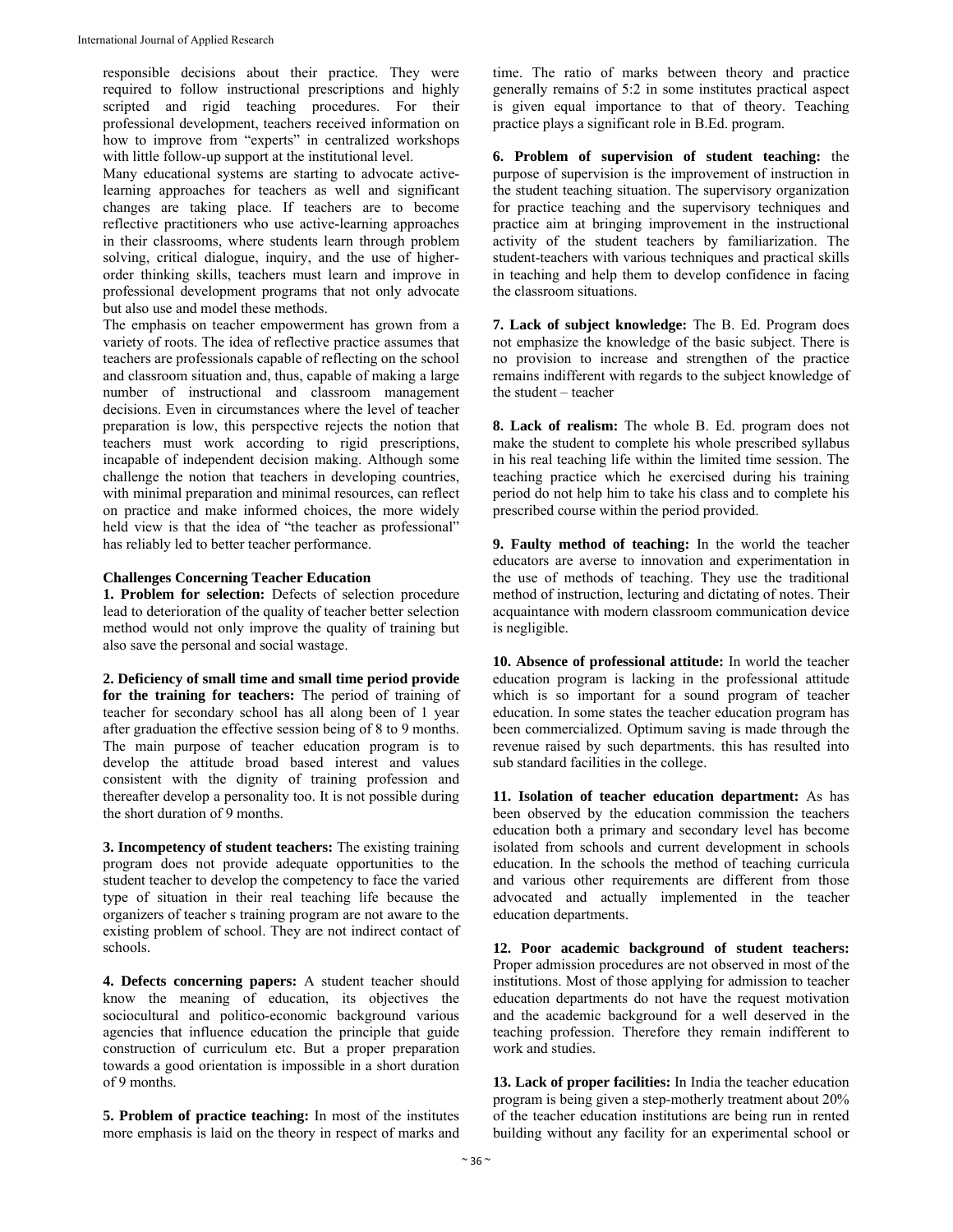responsible decisions about their practice. They were required to follow instructional prescriptions and highly scripted and rigid teaching procedures. For their professional development, teachers received information on how to improve from "experts" in centralized workshops with little follow-up support at the institutional level.

Many educational systems are starting to advocate active-learning approaches for teachers as well and significant changes are taking place. If teachers are to become reflective practitioners who use active-learning approaches in their classrooms, where students learn through problem solving, critical dialogue, inquiry, and the use of higher-order thinking skills, teachers must learn and improve in professional development programs that not only advocate but also use and model these methods.

The emphasis on teacher empowerment has grown from a variety of roots. The idea of reflective practice assumes that teachers are professionals capable of reflecting on the school and classroom situation and, thus, capable of making a large number of instructional and classroom management decisions. Even in circumstances where the level of teacher preparation is low, this perspective rejects the notion that teachers must work according to rigid prescriptions, incapable of independent decision making. Although some challenge the notion that teachers in developing countries, with minimal preparation and minimal resources, can reflect on practice and make informed choices, the more widely held view is that the idea of "the teacher as professional" has reliably led to better teacher performance.

**Challenges Concerning Teacher Education**

**1. Problem for selection:** Defects of selection procedure lead to deterioration of the quality of teacher better selection method would not only improve the quality of training but also save the personal and social wastage.

**2. Deficiency of small time and small time period provide for the training for teachers:** The period of training of teacher for secondary school has all along been of 1 year after graduation the effective session being of 8 to 9 months. The main purpose of teacher education program is to develop the attitude broad based interest and values consistent with the dignity of training profession and thereafter develop a personality too. It is not possible during the short duration of 9 months.

**3. Incompetency of student teachers:** The existing training program does not provide adequate opportunities to the student teacher to develop the competency to face the varied type of situation in their real teaching life because the organizers of teacher s training program are not aware to the existing problem of school. They are not indirect contact of schools.

**4. Defects concerning papers:** A student teacher should know the meaning of education, its objectives the sociocultural and politico-economic background various agencies that influence education the principle that guide construction of curriculum etc. But a proper preparation towards a good orientation is impossible in a short duration of 9 months.

**5. Problem of practice teaching:** In most of the institutes more emphasis is laid on the theory in respect of marks and time. The ratio of marks between theory and practice generally remains of 5:2 in some institutes practical aspect is given equal importance to that of theory. Teaching practice plays a significant role in B.Ed. program.

**6. Problem of supervision of student teaching:** the purpose of supervision is the improvement of instruction in the student teaching situation. The supervisory organization for practice teaching and the supervisory techniques and practice aim at bringing improvement in the instructional activity of the student teachers by familiarization. The student-teachers with various techniques and practical skills in teaching and help them to develop confidence in facing the classroom situations.

**7. Lack of subject knowledge:** The B. Ed. Program does not emphasize the knowledge of the basic subject. There is no provision to increase and strengthen of the practice remains indifferent with regards to the subject knowledge of the student – teacher

**8. Lack of realism:** The whole B. Ed. program does not make the student to complete his whole prescribed syllabus in his real teaching life within the limited time session. The teaching practice which he exercised during his training period do not help him to take his class and to complete his prescribed course within the period provided.

**9. Faulty method of teaching:** In the world the teacher educators are averse to innovation and experimentation in the use of methods of teaching. They use the traditional method of instruction, lecturing and dictating of notes. Their acquaintance with modern classroom communication device is negligible.

**10. Absence of professional attitude:** In world the teacher education program is lacking in the professional attitude which is so important for a sound program of teacher education. In some states the teacher education program has been commercialized. Optimum saving is made through the revenue raised by such departments. this has resulted into sub standard facilities in the college.

**11. Isolation of teacher education department:** As has been observed by the education commission the teachers education both a primary and secondary level has become isolated from schools and current development in schools education. In the schools the method of teaching curricula and various other requirements are different from those advocated and actually implemented in the teacher education departments.

**12. Poor academic background of student teachers:** Proper admission procedures are not observed in most of the institutions. Most of those applying for admission to teacher education departments do not have the request motivation and the academic background for a well deserved in the teaching profession. Therefore they remain indifferent to work and studies.

**13. Lack of proper facilities:** In India the teacher education program is being given a step-motherly treatment about 20% of the teacher education institutions are being run in rented building without any facility for an experimental school or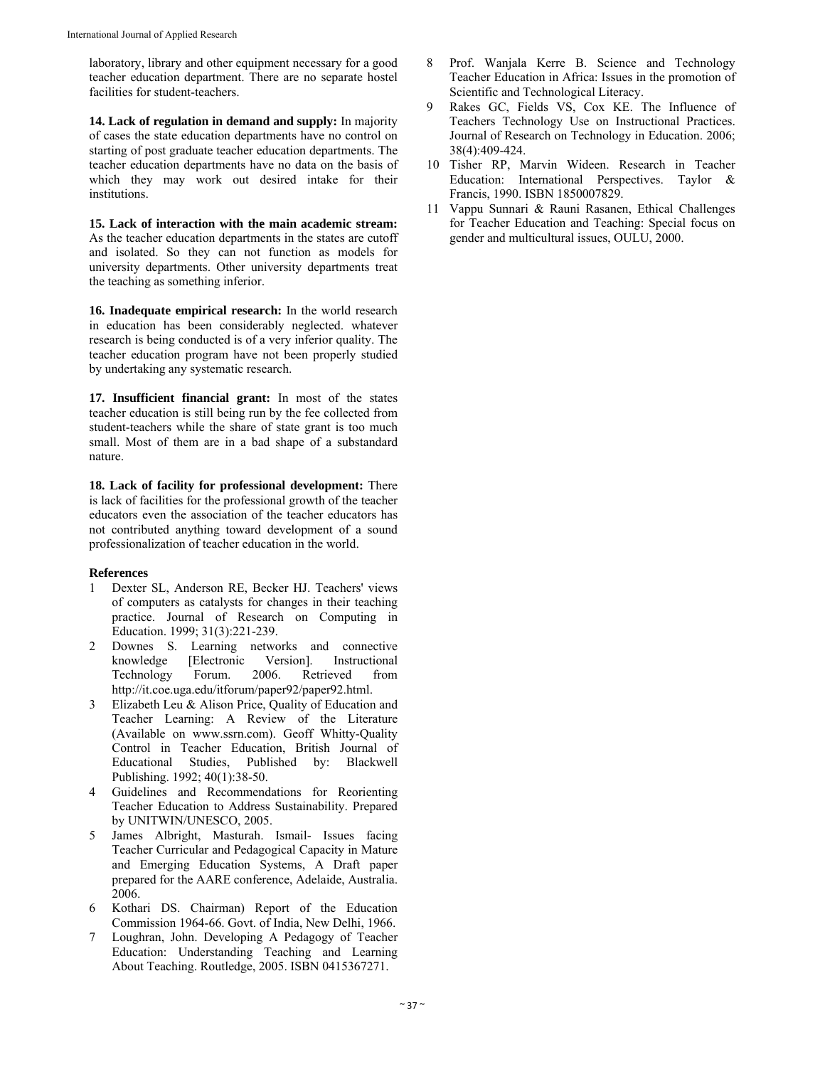laboratory, library and other equipment necessary for a good teacher education department. There are no separate hostel facilities for student-teachers.

**14. Lack of regulation in demand and supply:** In majority of cases the state education departments have no control on starting of post graduate teacher education departments. The teacher education departments have no data on the basis of which they may work out desired intake for their institutions.

**15. Lack of interaction with the main academic stream:** As the teacher education departments in the states are cutoff and isolated. So they can not function as models for university departments. Other university departments treat the teaching as something inferior.

**16. Inadequate empirical research:** In the world research in education has been considerably neglected. whatever research is being conducted is of a very inferior quality. The teacher education program have not been properly studied by undertaking any systematic research.

**17. Insufficient financial grant:** In most of the states teacher education is still being run by the fee collected from student-teachers while the share of state grant is too much small. Most of them are in a bad shape of a substandard nature.

**18. Lack of facility for professional development:** There is lack of facilities for the professional growth of the teacher educators even the association of the teacher educators has not contributed anything toward development of a sound professionalization of teacher education in the world.

**References**

1. Dexter SL, Anderson RE, Becker HJ. Teachers' views of computers as catalysts for changes in their teaching practice. Journal of Research on Computing in Education. 1999; 31(3):221-239.
2. Downes S. Learning networks and connective knowledge [Electronic Version]. Instructional Technology Forum. 2006. Retrieved from http://it.coe.uga.edu/itforum/paper92/paper92.html.
3. Elizabeth Leu & Alison Price, Quality of Education and Teacher Learning: A Review of the Literature (Available on www.ssrn.com). Geoff Whitty-Quality Control in Teacher Education, British Journal of Educational Studies, Published by: Blackwell Publishing. 1992; 40(1):38-50.
4. Guidelines and Recommendations for Reorienting Teacher Education to Address Sustainability. Prepared by UNITWIN/UNESCO, 2005.
5. James Albright, Masturah. Ismail- Issues facing Teacher Curricular and Pedagogical Capacity in Mature and Emerging Education Systems, A Draft paper prepared for the AARE conference, Adelaide, Australia. 2006.
6. Kothari DS. Chairman) Report of the Education Commission 1964-66. Govt. of India, New Delhi, 1966.
7. Loughran, John. Developing A Pedagogy of Teacher Education: Understanding Teaching and Learning About Teaching. Routledge, 2005. ISBN 0415367271.
8. Prof. Wanjala Kerre B. Science and Technology Teacher Education in Africa: Issues in the promotion of Scientific and Technological Literacy.
9. Rakes GC, Fields VS, Cox KE. The Influence of Teachers Technology Use on Instructional Practices. Journal of Research on Technology in Education. 2006; 38(4):409-424.
10. Tisher RP, Marvin Wideen. Research in Teacher Education: International Perspectives. Taylor & Francis, 1990. ISBN 1850007829.
11. Vappu Sunnari & Rauni Rasanen, Ethical Challenges for Teacher Education and Teaching: Special focus on gender and multicultural issues, OULU, 2000.